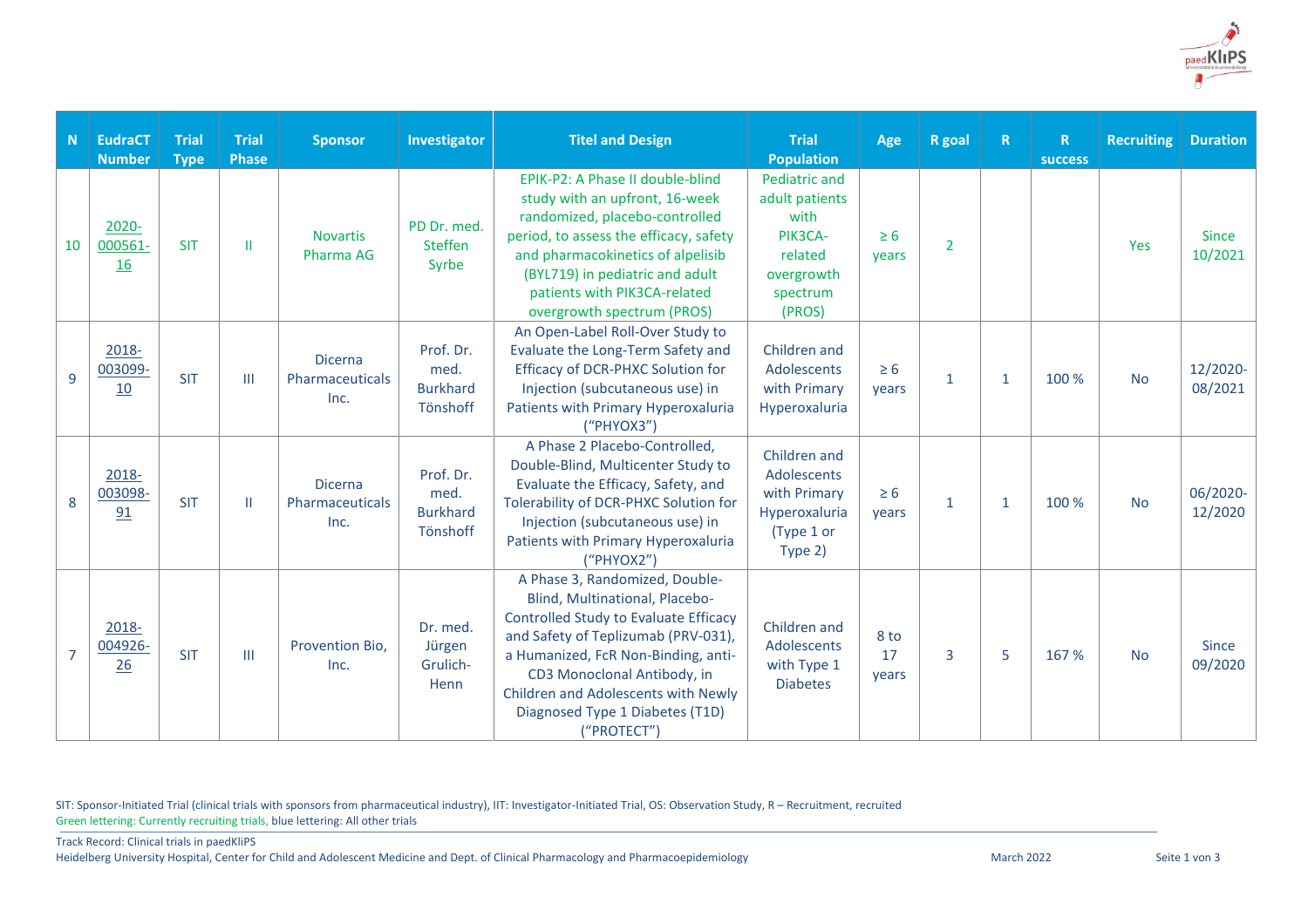| N | EudraCT Number | Trial Type | Trial Phase | Sponsor | Investigator | Titel and Design | Trial Population | Age | R goal | R | R success | Recruiting | Duration |
|---|---|---|---|---|---|---|---|---|---|---|---|---|---|
| 10 | 2020-000561-16 | SIT | II | Novartis Pharma AG | PD Dr. med. Steffen Syrbe | EPIK-P2: A Phase II double-blind study with an upfront, 16-week randomized, placebo-controlled period, to assess the efficacy, safety and pharmacokinetics of alpelisib (BYL719) in pediatric and adult patients with PIK3CA-related overgrowth spectrum (PROS) | Pediatric and adult patients with PIK3CA-related overgrowth spectrum (PROS) | ≥ 6 years | 2 | | | Yes | Since 10/2021 |
| 9 | 2018-003099-10 | SIT | III | Dicerna Pharmaceuticals Inc. | Prof. Dr. med. Burkhard Tönshoff | An Open-Label Roll-Over Study to Evaluate the Long-Term Safety and Efficacy of DCR-PHXC Solution for Injection (subcutaneous use) in Patients with Primary Hyperoxaluria ("PHYOX3") | Children and Adolescents with Primary Hyperoxaluria | ≥ 6 years | 1 | 1 | 100 % | No | 12/2020-08/2021 |
| 8 | 2018-003098-91 | SIT | II | Dicerna Pharmaceuticals Inc. | Prof. Dr. med. Burkhard Tönshoff | A Phase 2 Placebo-Controlled, Double-Blind, Multicenter Study to Evaluate the Efficacy, Safety, and Tolerability of DCR-PHXC Solution for Injection (subcutaneous use) in Patients with Primary Hyperoxaluria ("PHYOX2") | Children and Adolescents with Primary Hyperoxaluria (Type 1 or Type 2) | ≥ 6 years | 1 | 1 | 100 % | No | 06/2020-12/2020 |
| 7 | 2018-004926-26 | SIT | III | Provention Bio, Inc. | Dr. med. Jürgen Grulich-Henn | A Phase 3, Randomized, Double-Blind, Multinational, Placebo-Controlled Study to Evaluate Efficacy and Safety of Teplizumab (PRV-031), a Humanized, FcR Non-Binding, anti-CD3 Monoclonal Antibody, in Children and Adolescents with Newly Diagnosed Type 1 Diabetes (T1D) ("PROTECT") | Children and Adolescents with Type 1 Diabetes | 8 to 17 years | 3 | 5 | 167 % | No | Since 09/2020 |

SIT: Sponsor-Initiated Trial (clinical trials with sponsors from pharmaceutical industry), IIT: Investigator-Initiated Trial, OS: Observation Study, R – Recruitment, recruited
Green lettering: Currently recruiting trials, blue lettering: All other trials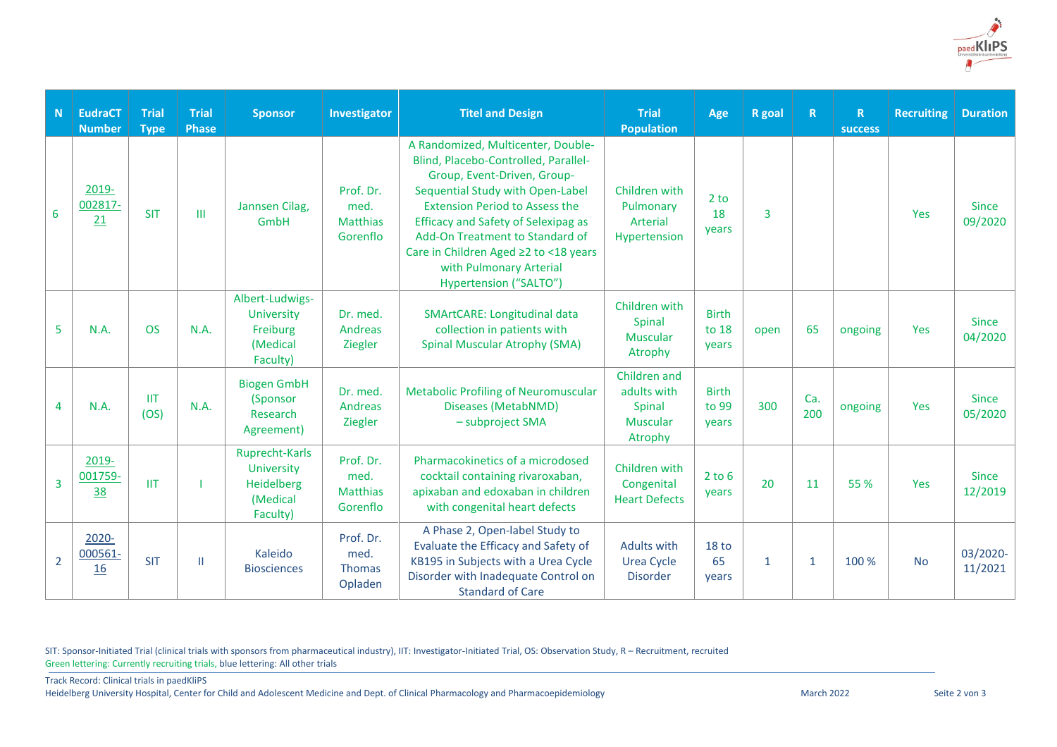| N | EudraCT Number | Trial Type | Trial Phase | Sponsor | Investigator | Titel and Design | Trial Population | Age | R goal | R | R success | Recruiting | Duration |
|---|---|---|---|---|---|---|---|---|---|---|---|---|---|
| 6 | 2019-002817-21 | SIT | III | Jannsen Cilag, GmbH | Prof. Dr. med. Matthias Gorenflo | A Randomized, Multicenter, Double-Blind, Placebo-Controlled, Parallel-Group, Event-Driven, Group-Sequential Study with Open-Label Extension Period to Assess the Efficacy and Safety of Selexipag as Add-On Treatment to Standard of Care in Children Aged ≥2 to <18 years with Pulmonary Arterial Hypertension ("SALTO") | Children with Pulmonary Arterial Hypertension | 2 to 18 years | 3 | | | Yes | Since 09/2020 |
| 5 | N.A. | OS | N.A. | Albert-Ludwigs-University Freiburg (Medical Faculty) | Dr. med. Andreas Ziegler | SMArtCARE: Longitudinal data collection in patients with Spinal Muscular Atrophy (SMA) | Children with Spinal Muscular Atrophy | Birth to 18 years | open | 65 | ongoing | Yes | Since 04/2020 |
| 4 | N.A. | IIT (OS) | N.A. | Biogen GmbH (Sponsor Research Agreement) | Dr. med. Andreas Ziegler | Metabolic Profiling of Neuromuscular Diseases (MetabNMD) – subproject SMA | Children and adults with Spinal Muscular Atrophy | Birth to 99 years | 300 | Ca. 200 | ongoing | Yes | Since 05/2020 |
| 3 | 2019-001759-38 | IIT | I | Ruprecht-Karls University Heidelberg (Medical Faculty) | Prof. Dr. med. Matthias Gorenflo | Pharmacokinetics of a microdosed cocktail containing rivaroxaban, apixaban and edoxaban in children with congenital heart defects | Children with Congenital Heart Defects | 2 to 6 years | 20 | 11 | 55 % | Yes | Since 12/2019 |
| 2 | 2020-000561-16 | SIT | II | Kaleido Biosciences | Prof. Dr. med. Thomas Opladen | A Phase 2, Open-label Study to Evaluate the Efficacy and Safety of KB195 in Subjects with a Urea Cycle Disorder with Inadequate Control on Standard of Care | Adults with Urea Cycle Disorder | 18 to 65 years | 1 | 1 | 100 % | No | 03/2020-11/2021 |

SIT: Sponsor-Initiated Trial (clinical trials with sponsors from pharmaceutical industry), IIT: Investigator-Initiated Trial, OS: Observation Study, R – Recruitment, recruited
Green lettering: Currently recruiting trials, blue lettering: All other trials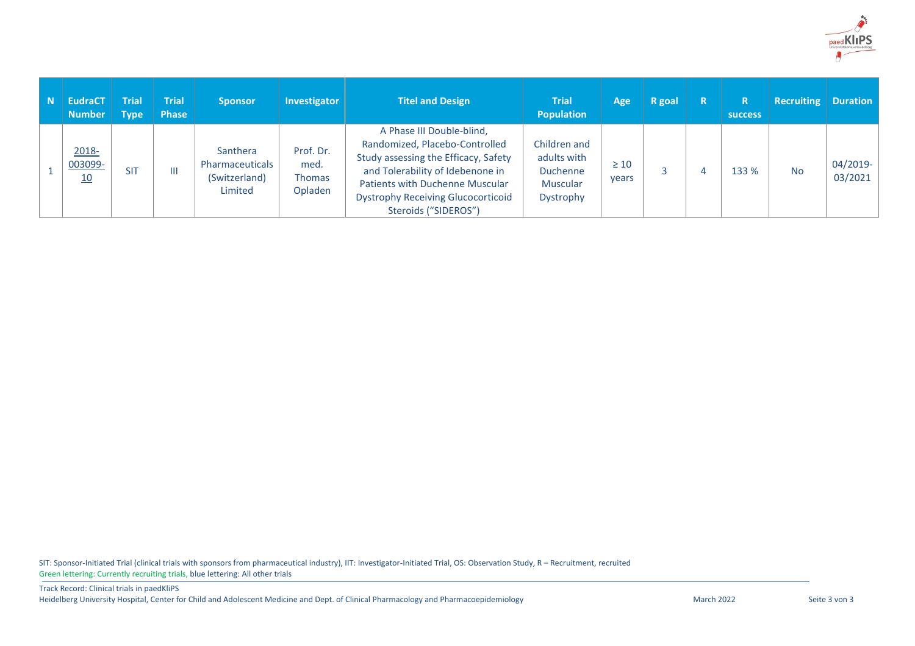| N | EudraCT Number | Trial Type | Trial Phase | Sponsor | Investigator | Titel and Design | Trial Population | Age | R goal | R | R success | Recruiting | Duration |
|---|---|---|---|---|---|---|---|---|---|---|---|---|---|
| 1 | 2018-003099-10 | SIT | III | Santhera Pharmaceuticals (Switzerland) Limited | Prof. Dr. med. Thomas Opladen | A Phase III Double-blind, Randomized, Placebo-Controlled Study assessing the Efficacy, Safety and Tolerability of Idebenone in Patients with Duchenne Muscular Dystrophy Receiving Glucocorticoid Steroids ("SIDEROS") | Children and adults with Duchenne Muscular Dystrophy | ≥ 10 years | 3 | 4 | 133 % | No | 04/2019-03/2021 |

SIT: Sponsor-Initiated Trial (clinical trials with sponsors from pharmaceutical industry), IIT: Investigator-Initiated Trial, OS: Observation Study, R – Recruitment, recruited
Green lettering: Currently recruiting trials, blue lettering: All other trials